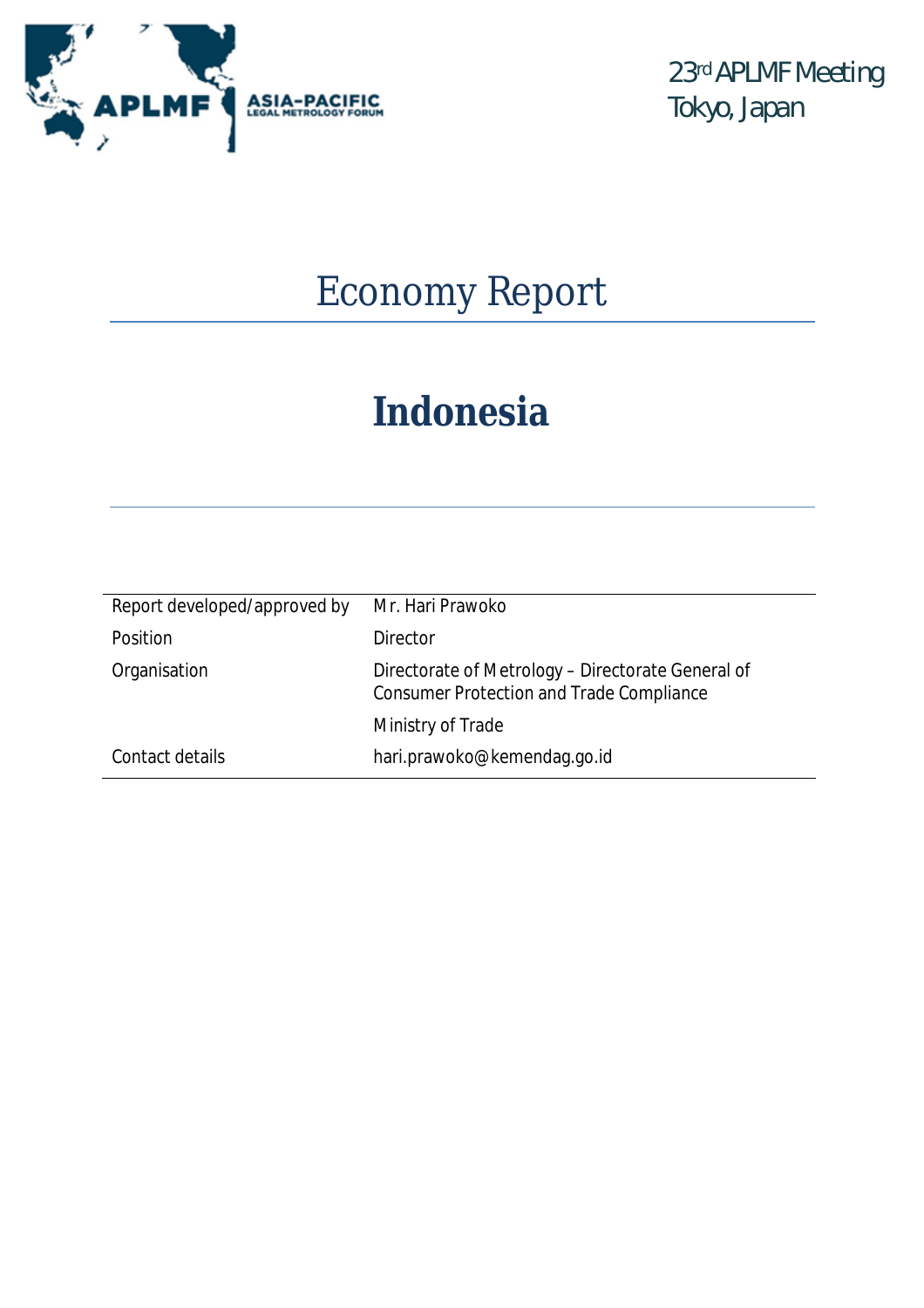ASIA-PACIFIC LEGAL METROLOGY FORUM

23rd APLMF Meeting
Tokyo, Japan

# Economy Report

# Indonesia

| Report developed/approved by | Mr. Hari Prawoko |
|---|---|
| Position | Director |
| Organisation | Directorate of Metrology – Directorate General of Consumer Protection and Trade Compliance |
| | Ministry of Trade |
| Contact details | hari.prawoko@kemendag.go.id |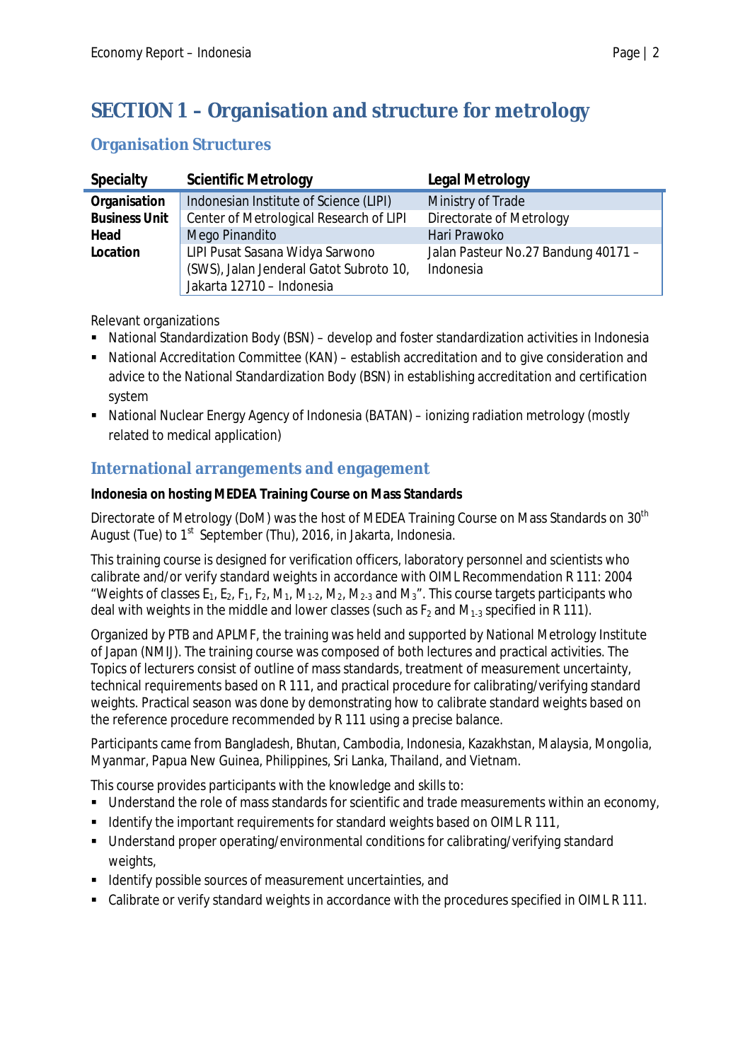# SECTION 1 – Organisation and structure for metrology

## Organisation Structures

| Specialty | Scientific Metrology | Legal Metrology |
|---|---|---|
| **Organisation** | Indonesian Institute of Science (LIPI) | Ministry of Trade |
| **Business Unit** | Center of Metrological Research of LIPI | Directorate of Metrology |
| **Head** | Mego Pinandito | Hari Prawoko |
| **Location** | LIPI Pusat Sasana Widya Sarwono (SWS), Jalan Jenderal Gatot Subroto 10, Jakarta 12710 – Indonesia | Jalan Pasteur No.27 Bandung 40171 – Indonesia |

Relevant organizations

- National Standardization Body (BSN) – develop and foster standardization activities in Indonesia
- National Accreditation Committee (KAN) – establish accreditation and to give consideration and advice to the National Standardization Body (BSN) in establishing accreditation and certification system
- National Nuclear Energy Agency of Indonesia (BATAN) – ionizing radiation metrology (mostly related to medical application)

## International arrangements and engagement

**Indonesia on hosting MEDEA Training Course on Mass Standards**

Directorate of Metrology (DoM) was the host of MEDEA Training Course on Mass Standards on 30th August (Tue) to 1st September (Thu), 2016, in Jakarta, Indonesia.

This training course is designed for verification officers, laboratory personnel and scientists who calibrate and/or verify standard weights in accordance with OIML Recommendation R 111: 2004 "Weights of classes $E_1$, $E_2$, $F_1$, $F_2$, $M_1$, $M_{1-2}$, $M_2$, $M_{2-3}$ and $M_3$". This course targets participants who deal with weights in the middle and lower classes (such as $F_2$ and $M_{1-3}$ specified in R 111).

Organized by PTB and APLMF, the training was held and supported by National Metrology Institute of Japan (NMIJ). The training course was composed of both lectures and practical activities. The Topics of lecturers consist of outline of mass standards, treatment of measurement uncertainty, technical requirements based on R 111, and practical procedure for calibrating/verifying standard weights. Practical season was done by demonstrating how to calibrate standard weights based on the reference procedure recommended by R 111 using a precise balance.

Participants came from Bangladesh, Bhutan, Cambodia, Indonesia, Kazakhstan, Malaysia, Mongolia, Myanmar, Papua New Guinea, Philippines, Sri Lanka, Thailand, and Vietnam.

This course provides participants with the knowledge and skills to:

- Understand the role of mass standards for scientific and trade measurements within an economy,
- Identify the important requirements for standard weights based on OIML R 111,
- Understand proper operating/environmental conditions for calibrating/verifying standard weights,
- Identify possible sources of measurement uncertainties, and
- Calibrate or verify standard weights in accordance with the procedures specified in OIML R 111.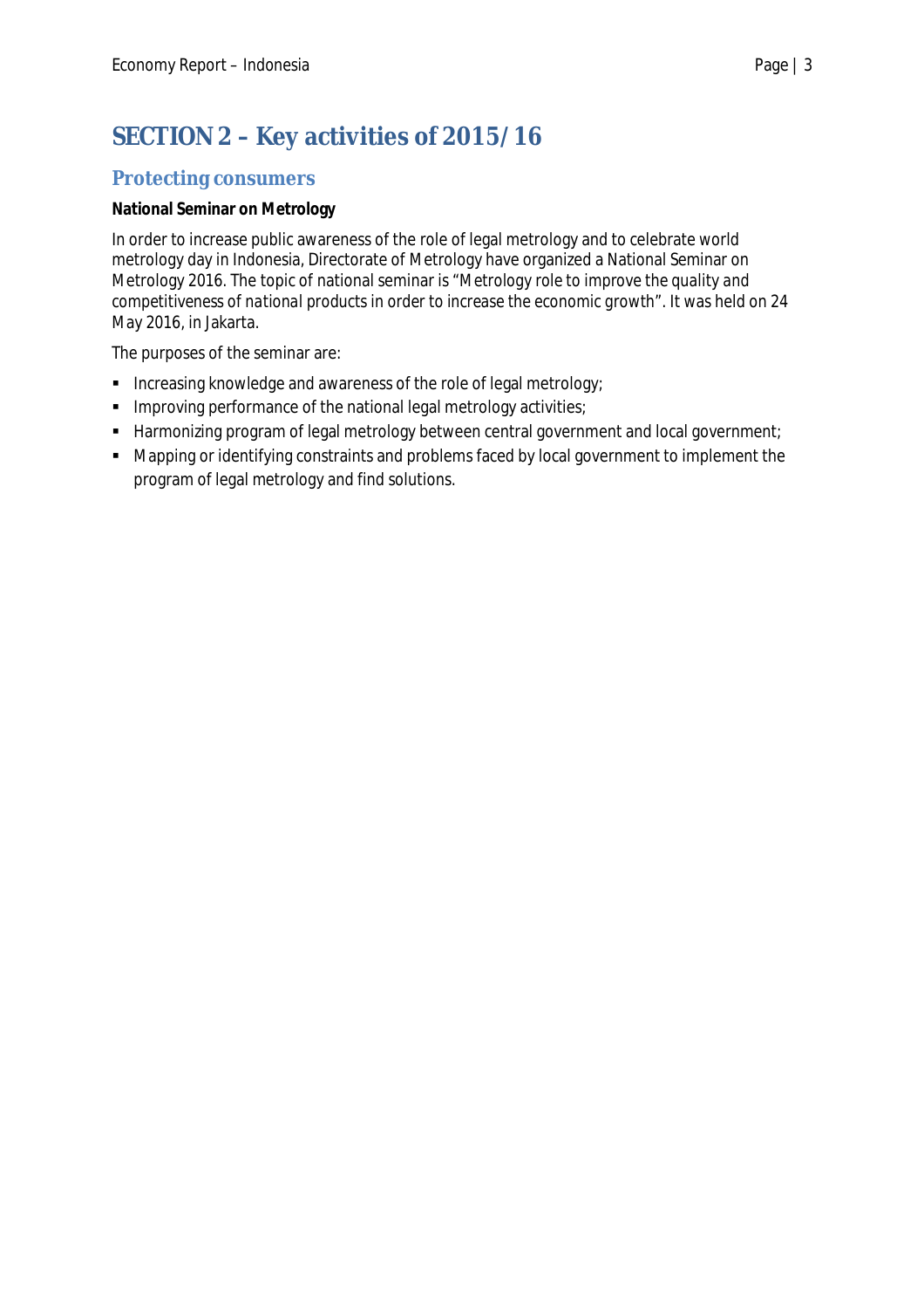# SECTION 2 – Key activities of 2015/16

## Protecting consumers

**National Seminar on Metrology**

In order to increase public awareness of the role of legal metrology and to celebrate world metrology day in Indonesia, Directorate of Metrology have organized a National Seminar on Metrology 2016. The topic of national seminar is "Metrology role to improve the quality and competitiveness of national products in order to increase the economic growth". It was held on 24 May 2016, in Jakarta.

The purposes of the seminar are:

- Increasing knowledge and awareness of the role of legal metrology;
- Improving performance of the national legal metrology activities;
- Harmonizing program of legal metrology between central government and local government;
- Mapping or identifying constraints and problems faced by local government to implement the program of legal metrology and find solutions.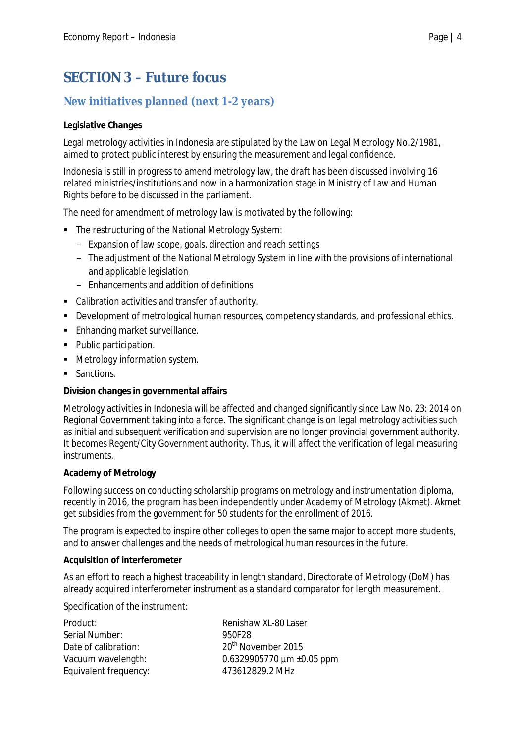# SECTION 3 – Future focus

## New initiatives planned (next 1-2 years)

**Legislative Changes**

Legal metrology activities in Indonesia are stipulated by the Law on Legal Metrology No.2/1981, aimed to protect public interest by ensuring the measurement and legal confidence.

Indonesia is still in progress to amend metrology law, the draft has been discussed involving 16 related ministries/institutions and now in a harmonization stage in Ministry of Law and Human Rights before to be discussed in the parliament.

The need for amendment of metrology law is motivated by the following:

- The restructuring of the National Metrology System:
  - Expansion of law scope, goals, direction and reach settings
  - The adjustment of the National Metrology System in line with the provisions of international and applicable legislation
  - Enhancements and addition of definitions
- Calibration activities and transfer of authority.
- Development of metrological human resources, competency standards, and professional ethics.
- Enhancing market surveillance.
- Public participation.
- Metrology information system.
- Sanctions.

**Division changes in governmental affairs**

Metrology activities in Indonesia will be affected and changed significantly since Law No. 23: 2014 on Regional Government taking into a force. The significant change is on legal metrology activities such as initial and subsequent verification and supervision are no longer provincial government authority. It becomes Regent/City Government authority. Thus, it will affect the verification of legal measuring instruments.

**Academy of Metrology**

Following success on conducting scholarship programs on metrology and instrumentation diploma, recently in 2016, the program has been independently under Academy of Metrology (Akmet). Akmet get subsidies from the government for 50 students for the enrollment of 2016.

The program is expected to inspire other colleges to open the same major to accept more students, and to answer challenges and the needs of metrological human resources in the future.

**Acquisition of interferometer**

As an effort to reach a highest traceability in length standard, Directorate of Metrology (DoM) has already acquired interferometer instrument as a standard comparator for length measurement.

Specification of the instrument:

| | |
|---|---|
| Product: | Renishaw XL-80 Laser |
| Serial Number: | 950F28 |
| Date of calibration: | 20th November 2015 |
| Vacuum wavelength: | 0.6329905770 µm ±0.05 ppm |
| Equivalent frequency: | 473612829.2 MHz |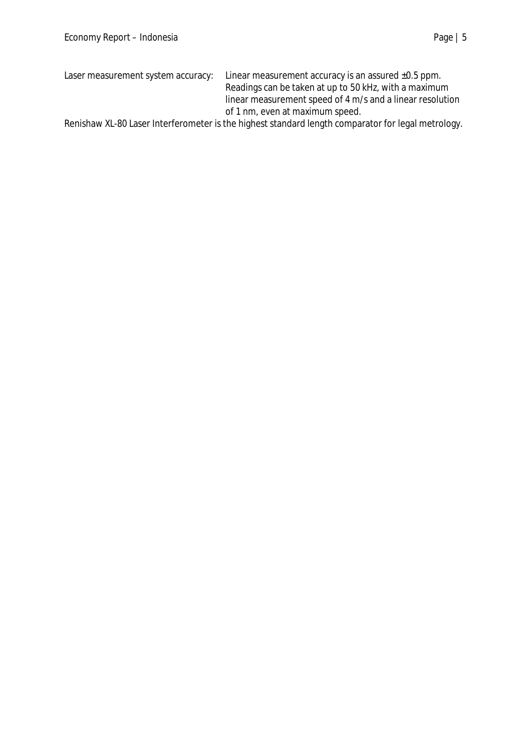| | |
|---|---|
| Laser measurement system accuracy: | Linear measurement accuracy is an assured ±0.5 ppm. Readings can be taken at up to 50 kHz, with a maximum linear measurement speed of 4 m/s and a linear resolution of 1 nm, even at maximum speed. |

Renishaw XL-80 Laser Interferometer is the highest standard length comparator for legal metrology.